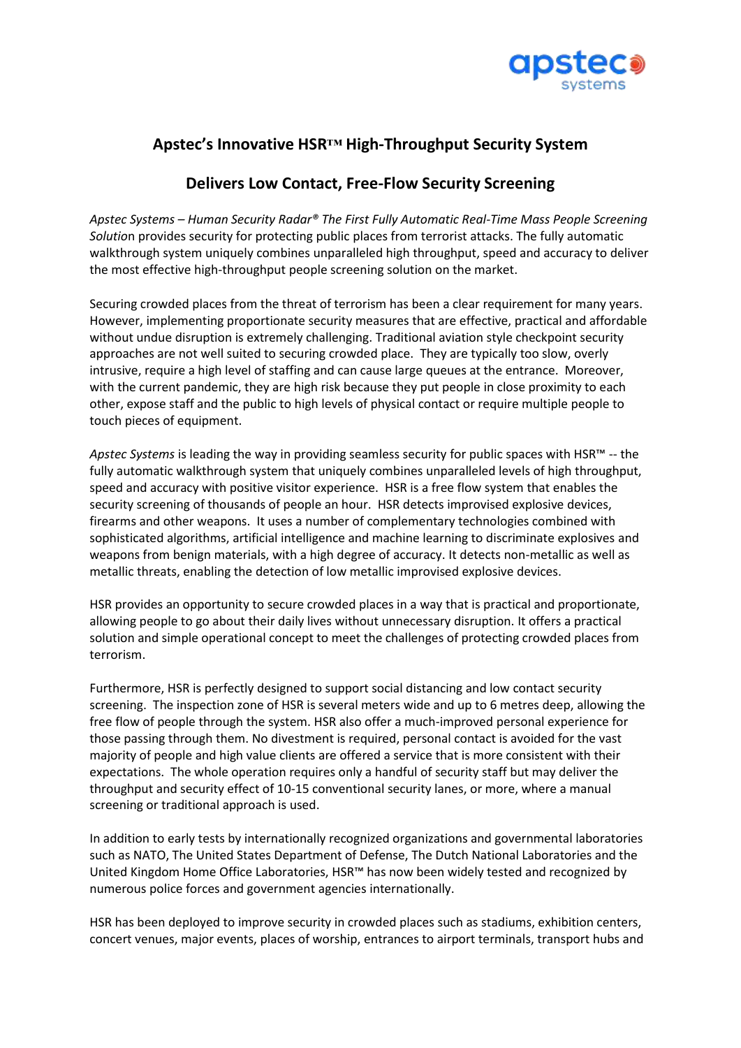## Apstec's Innovative HSR™ High-Throughput Security System

## Delivers Low Contact, Free-Flow Security Screening

*Apstec Systems – Human Security Radar® The First Fully Automatic Real-Time Mass People Screening Solutio*n provides security for protecting public places from terrorist attacks. The fully automatic walkthrough system uniquely combines unparalleled high throughput, speed and accuracy to deliver the most effective high-throughput people screening solution on the market.

Securing crowded places from the threat of terrorism has been a clear requirement for many years. However, implementing proportionate security measures that are effective, practical and affordable without undue disruption is extremely challenging. Traditional aviation style checkpoint security approaches are not well suited to securing crowded place. They are typically too slow, overly intrusive, require a high level of staffing and can cause large queues at the entrance. Moreover, with the current pandemic, they are high risk because they put people in close proximity to each other, expose staff and the public to high levels of physical contact or require multiple people to touch pieces of equipment.

*Apstec Systems* is leading the way in providing seamless security for public spaces with HSR™ -- the fully automatic walkthrough system that uniquely combines unparalleled levels of high throughput, speed and accuracy with positive visitor experience. HSR is a free flow system that enables the security screening of thousands of people an hour. HSR detects improvised explosive devices, firearms and other weapons. It uses a number of complementary technologies combined with sophisticated algorithms, artificial intelligence and machine learning to discriminate explosives and weapons from benign materials, with a high degree of accuracy. It detects non-metallic as well as metallic threats, enabling the detection of low metallic improvised explosive devices.

HSR provides an opportunity to secure crowded places in a way that is practical and proportionate, allowing people to go about their daily lives without unnecessary disruption. It offers a practical solution and simple operational concept to meet the challenges of protecting crowded places from terrorism.

Furthermore, HSR is perfectly designed to support social distancing and low contact security screening. The inspection zone of HSR is several meters wide and up to 6 metres deep, allowing the free flow of people through the system. HSR also offer a much-improved personal experience for those passing through them. No divestment is required, personal contact is avoided for the vast majority of people and high value clients are offered a service that is more consistent with their expectations. The whole operation requires only a handful of security staff but may deliver the throughput and security effect of 10-15 conventional security lanes, or more, where a manual screening or traditional approach is used.

In addition to early tests by internationally recognized organizations and governmental laboratories such as NATO, The United States Department of Defense, The Dutch National Laboratories and the United Kingdom Home Office Laboratories, HSR™ has now been widely tested and recognized by numerous police forces and government agencies internationally.

HSR has been deployed to improve security in crowded places such as stadiums, exhibition centers, concert venues, major events, places of worship, entrances to airport terminals, transport hubs and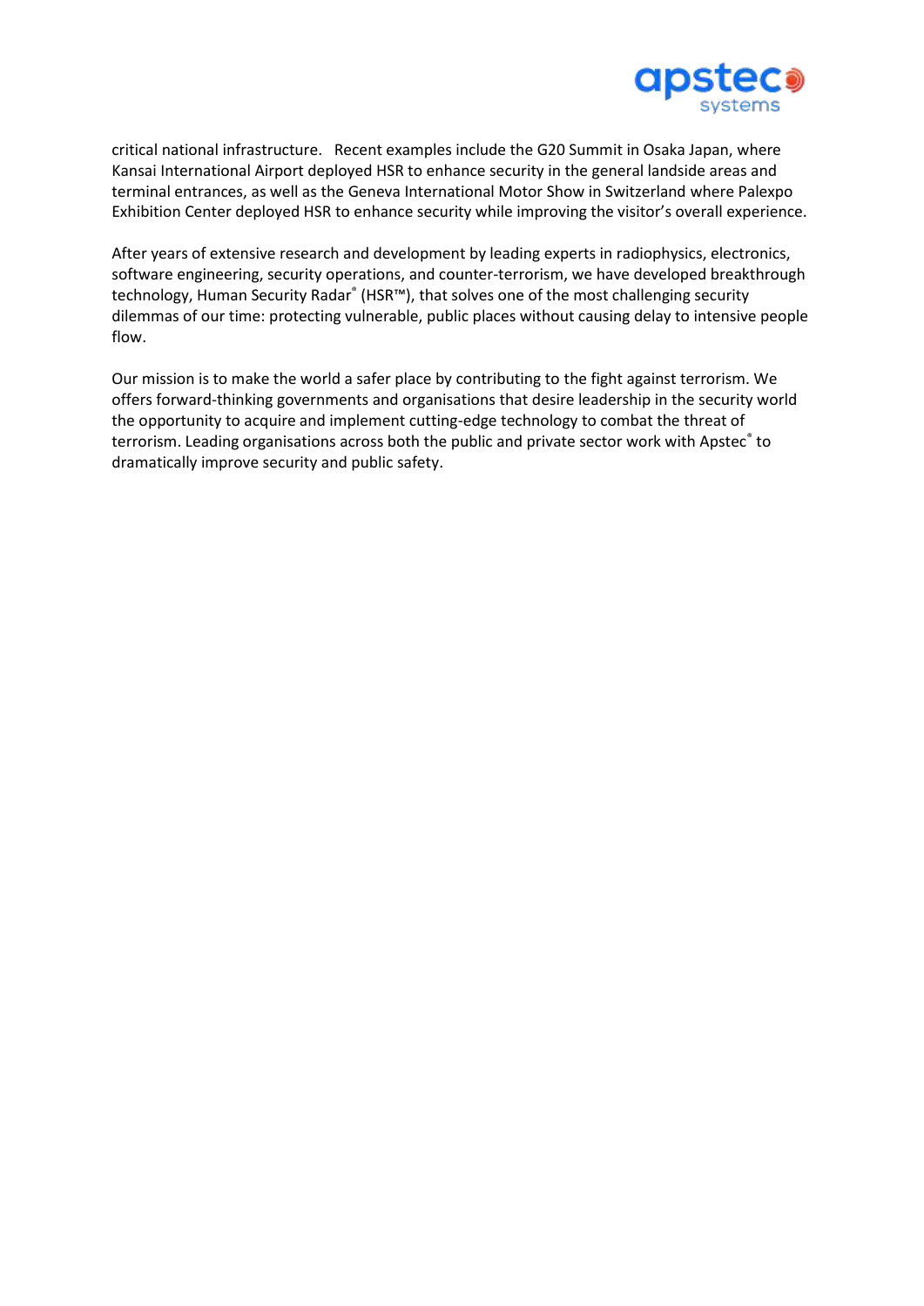critical national infrastructure.   Recent examples include the G20 Summit in Osaka Japan, where Kansai International Airport deployed HSR to enhance security in the general landside areas and terminal entrances, as well as the Geneva International Motor Show in Switzerland where Palexpo Exhibition Center deployed HSR to enhance security while improving the visitor's overall experience.

After years of extensive research and development by leading experts in radiophysics, electronics, software engineering, security operations, and counter-terrorism, we have developed breakthrough technology, Human Security Radar® (HSR™), that solves one of the most challenging security dilemmas of our time: protecting vulnerable, public places without causing delay to intensive people flow.

Our mission is to make the world a safer place by contributing to the fight against terrorism. We offers forward-thinking governments and organisations that desire leadership in the security world the opportunity to acquire and implement cutting-edge technology to combat the threat of terrorism. Leading organisations across both the public and private sector work with Apstec® to dramatically improve security and public safety.